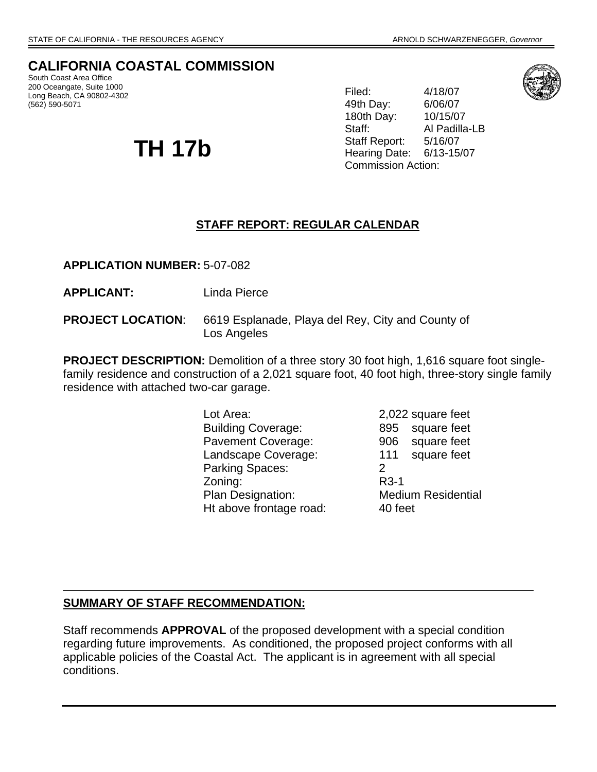STATE OF CALIFORNIA - THE RESOURCES AGENCY ARNOLD SCHWARZENEGGER, *Governor*

# CALIFORNIA COASTAL COMMISSION

South Coast Area Office
200 Oceangate, Suite 1000
Long Beach, CA 90802-4302
(562) 590-5071

# TH 17b

| | |
|---|---|
| Filed: | 4/18/07 |
| 49th Day: | 6/06/07 |
| 180th Day: | 10/15/07 |
| Staff: | Al Padilla-LB |
| Staff Report: | 5/16/07 |
| Hearing Date: | 6/13-15/07 |
| Commission Action: | |

## STAFF REPORT: REGULAR CALENDAR

**APPLICATION NUMBER:** 5-07-082

**APPLICANT:** Linda Pierce

**PROJECT LOCATION**: 6619 Esplanade, Playa del Rey, City and County of Los Angeles

**PROJECT DESCRIPTION:** Demolition of a three story 30 foot high, 1,616 square foot single-family residence and construction of a 2,021 square foot, 40 foot high, three-story single family residence with attached two-car garage.

| | |
|---|---|
| Lot Area: | 2,022 square feet |
| Building Coverage: | 895 square feet |
| Pavement Coverage: | 906 square feet |
| Landscape Coverage: | 111 square feet |
| Parking Spaces: | 2 |
| Zoning: | R3-1 |
| Plan Designation: | Medium Residential |
| Ht above frontage road: | 40 feet |

## SUMMARY OF STAFF RECOMMENDATION:

Staff recommends **APPROVAL** of the proposed development with a special condition regarding future improvements. As conditioned, the proposed project conforms with all applicable policies of the Coastal Act. The applicant is in agreement with all special conditions.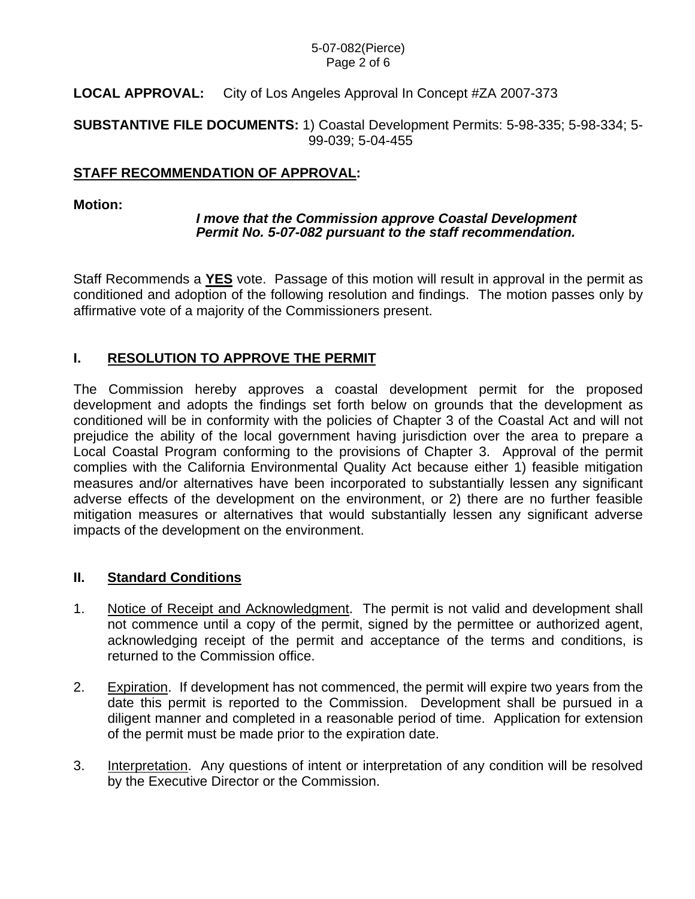**LOCAL APPROVAL:** City of Los Angeles Approval In Concept #ZA 2007-373

**SUBSTANTIVE FILE DOCUMENTS:** 1) Coastal Development Permits: 5-98-335; 5-98-334; 5-99-039; 5-04-455

## STAFF RECOMMENDATION OF APPROVAL:

**Motion:**

> ***I move that the Commission approve Coastal Development Permit No. 5-07-082 pursuant to the staff recommendation.***

Staff Recommends a **YES** vote. Passage of this motion will result in approval in the permit as conditioned and adoption of the following resolution and findings. The motion passes only by affirmative vote of a majority of the Commissioners present.

## I. RESOLUTION TO APPROVE THE PERMIT

The Commission hereby approves a coastal development permit for the proposed development and adopts the findings set forth below on grounds that the development as conditioned will be in conformity with the policies of Chapter 3 of the Coastal Act and will not prejudice the ability of the local government having jurisdiction over the area to prepare a Local Coastal Program conforming to the provisions of Chapter 3. Approval of the permit complies with the California Environmental Quality Act because either 1) feasible mitigation measures and/or alternatives have been incorporated to substantially lessen any significant adverse effects of the development on the environment, or 2) there are no further feasible mitigation measures or alternatives that would substantially lessen any significant adverse impacts of the development on the environment.

## II. Standard Conditions

1. Notice of Receipt and Acknowledgment. The permit is not valid and development shall not commence until a copy of the permit, signed by the permittee or authorized agent, acknowledging receipt of the permit and acceptance of the terms and conditions, is returned to the Commission office.

2. Expiration. If development has not commenced, the permit will expire two years from the date this permit is reported to the Commission. Development shall be pursued in a diligent manner and completed in a reasonable period of time. Application for extension of the permit must be made prior to the expiration date.

3. Interpretation. Any questions of intent or interpretation of any condition will be resolved by the Executive Director or the Commission.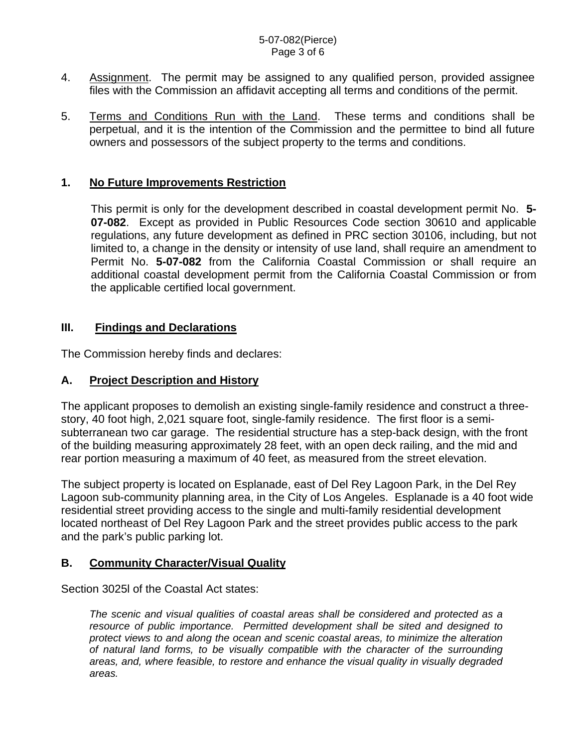4. Assignment. The permit may be assigned to any qualified person, provided assignee files with the Commission an affidavit accepting all terms and conditions of the permit.

5. Terms and Conditions Run with the Land. These terms and conditions shall be perpetual, and it is the intention of the Commission and the permittee to bind all future owners and possessors of the subject property to the terms and conditions.

## 1. No Future Improvements Restriction

This permit is only for the development described in coastal development permit No. **5-07-082**. Except as provided in Public Resources Code section 30610 and applicable regulations, any future development as defined in PRC section 30106, including, but not limited to, a change in the density or intensity of use land, shall require an amendment to Permit No. **5-07-082** from the California Coastal Commission or shall require an additional coastal development permit from the California Coastal Commission or from the applicable certified local government.

## III. Findings and Declarations

The Commission hereby finds and declares:

### A. Project Description and History

The applicant proposes to demolish an existing single-family residence and construct a three-story, 40 foot high, 2,021 square foot, single-family residence. The first floor is a semi-subterranean two car garage. The residential structure has a step-back design, with the front of the building measuring approximately 28 feet, with an open deck railing, and the mid and rear portion measuring a maximum of 40 feet, as measured from the street elevation.

The subject property is located on Esplanade, east of Del Rey Lagoon Park, in the Del Rey Lagoon sub-community planning area, in the City of Los Angeles. Esplanade is a 40 foot wide residential street providing access to the single and multi-family residential development located northeast of Del Rey Lagoon Park and the street provides public access to the park and the park's public parking lot.

### B. Community Character/Visual Quality

Section 3025l of the Coastal Act states:

*The scenic and visual qualities of coastal areas shall be considered and protected as a resource of public importance. Permitted development shall be sited and designed to protect views to and along the ocean and scenic coastal areas, to minimize the alteration of natural land forms, to be visually compatible with the character of the surrounding areas, and, where feasible, to restore and enhance the visual quality in visually degraded areas.*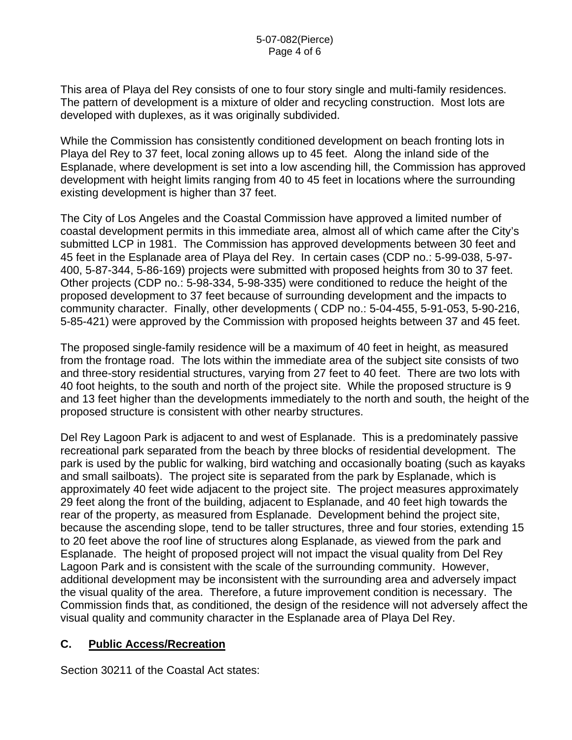This area of Playa del Rey consists of one to four story single and multi-family residences. The pattern of development is a mixture of older and recycling construction. Most lots are developed with duplexes, as it was originally subdivided.

While the Commission has consistently conditioned development on beach fronting lots in Playa del Rey to 37 feet, local zoning allows up to 45 feet. Along the inland side of the Esplanade, where development is set into a low ascending hill, the Commission has approved development with height limits ranging from 40 to 45 feet in locations where the surrounding existing development is higher than 37 feet.

The City of Los Angeles and the Coastal Commission have approved a limited number of coastal development permits in this immediate area, almost all of which came after the City's submitted LCP in 1981. The Commission has approved developments between 30 feet and 45 feet in the Esplanade area of Playa del Rey. In certain cases (CDP no.: 5-99-038, 5-97-400, 5-87-344, 5-86-169) projects were submitted with proposed heights from 30 to 37 feet. Other projects (CDP no.: 5-98-334, 5-98-335) were conditioned to reduce the height of the proposed development to 37 feet because of surrounding development and the impacts to community character. Finally, other developments ( CDP no.: 5-04-455, 5-91-053, 5-90-216, 5-85-421) were approved by the Commission with proposed heights between 37 and 45 feet.

The proposed single-family residence will be a maximum of 40 feet in height, as measured from the frontage road. The lots within the immediate area of the subject site consists of two and three-story residential structures, varying from 27 feet to 40 feet. There are two lots with 40 foot heights, to the south and north of the project site. While the proposed structure is 9 and 13 feet higher than the developments immediately to the north and south, the height of the proposed structure is consistent with other nearby structures.

Del Rey Lagoon Park is adjacent to and west of Esplanade. This is a predominately passive recreational park separated from the beach by three blocks of residential development. The park is used by the public for walking, bird watching and occasionally boating (such as kayaks and small sailboats). The project site is separated from the park by Esplanade, which is approximately 40 feet wide adjacent to the project site. The project measures approximately 29 feet along the front of the building, adjacent to Esplanade, and 40 feet high towards the rear of the property, as measured from Esplanade. Development behind the project site, because the ascending slope, tend to be taller structures, three and four stories, extending 15 to 20 feet above the roof line of structures along Esplanade, as viewed from the park and Esplanade. The height of proposed project will not impact the visual quality from Del Rey Lagoon Park and is consistent with the scale of the surrounding community. However, additional development may be inconsistent with the surrounding area and adversely impact the visual quality of the area. Therefore, a future improvement condition is necessary. The Commission finds that, as conditioned, the design of the residence will not adversely affect the visual quality and community character in the Esplanade area of Playa Del Rey.

## C. Public Access/Recreation

Section 30211 of the Coastal Act states: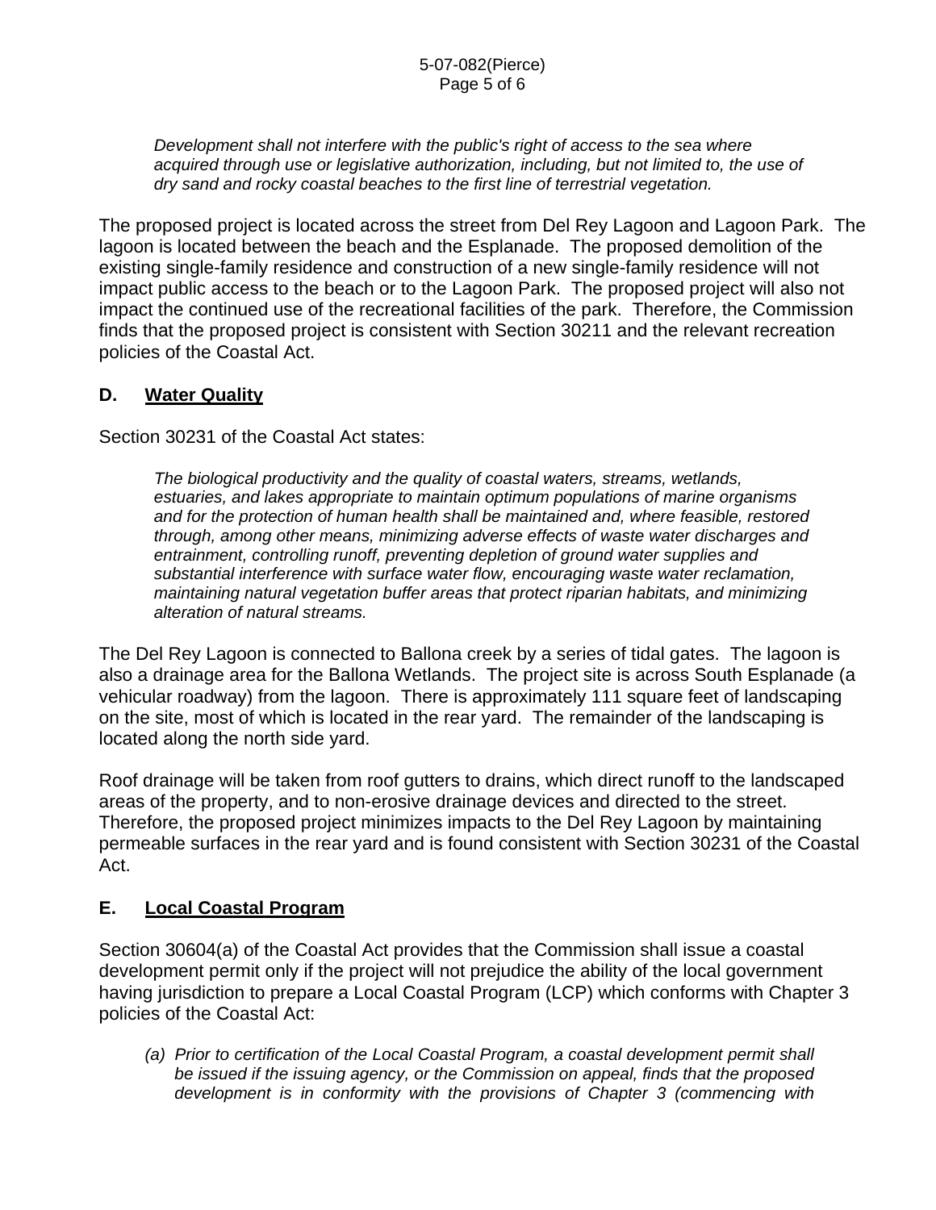*Development shall not interfere with the public's right of access to the sea where acquired through use or legislative authorization, including, but not limited to, the use of dry sand and rocky coastal beaches to the first line of terrestrial vegetation.*

The proposed project is located across the street from Del Rey Lagoon and Lagoon Park. The lagoon is located between the beach and the Esplanade. The proposed demolition of the existing single-family residence and construction of a new single-family residence will not impact public access to the beach or to the Lagoon Park. The proposed project will also not impact the continued use of the recreational facilities of the park. Therefore, the Commission finds that the proposed project is consistent with Section 30211 and the relevant recreation policies of the Coastal Act.

## D. Water Quality

Section 30231 of the Coastal Act states:

*The biological productivity and the quality of coastal waters, streams, wetlands, estuaries, and lakes appropriate to maintain optimum populations of marine organisms and for the protection of human health shall be maintained and, where feasible, restored through, among other means, minimizing adverse effects of waste water discharges and entrainment, controlling runoff, preventing depletion of ground water supplies and substantial interference with surface water flow, encouraging waste water reclamation, maintaining natural vegetation buffer areas that protect riparian habitats, and minimizing alteration of natural streams.*

The Del Rey Lagoon is connected to Ballona creek by a series of tidal gates. The lagoon is also a drainage area for the Ballona Wetlands. The project site is across South Esplanade (a vehicular roadway) from the lagoon. There is approximately 111 square feet of landscaping on the site, most of which is located in the rear yard. The remainder of the landscaping is located along the north side yard.

Roof drainage will be taken from roof gutters to drains, which direct runoff to the landscaped areas of the property, and to non-erosive drainage devices and directed to the street. Therefore, the proposed project minimizes impacts to the Del Rey Lagoon by maintaining permeable surfaces in the rear yard and is found consistent with Section 30231 of the Coastal Act.

## E. Local Coastal Program

Section 30604(a) of the Coastal Act provides that the Commission shall issue a coastal development permit only if the project will not prejudice the ability of the local government having jurisdiction to prepare a Local Coastal Program (LCP) which conforms with Chapter 3 policies of the Coastal Act:

*(a) Prior to certification of the Local Coastal Program, a coastal development permit shall be issued if the issuing agency, or the Commission on appeal, finds that the proposed development is in conformity with the provisions of Chapter 3 (commencing with*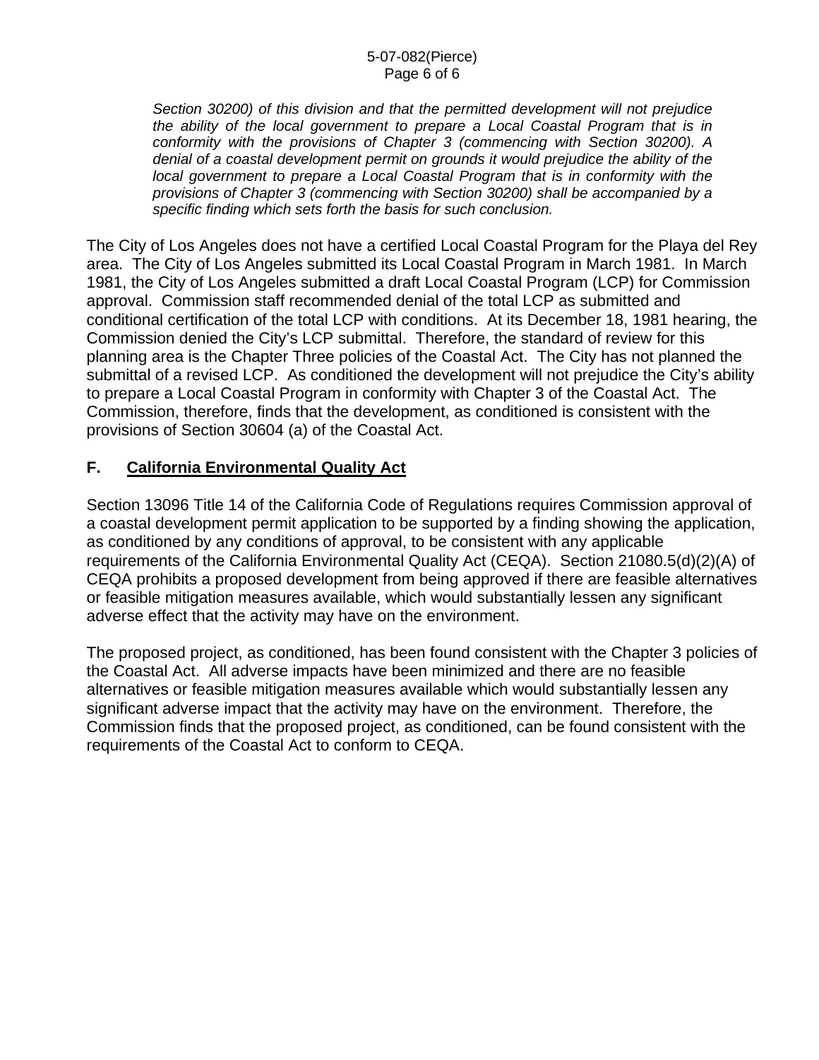*Section 30200) of this division and that the permitted development will not prejudice the ability of the local government to prepare a Local Coastal Program that is in conformity with the provisions of Chapter 3 (commencing with Section 30200). A denial of a coastal development permit on grounds it would prejudice the ability of the local government to prepare a Local Coastal Program that is in conformity with the provisions of Chapter 3 (commencing with Section 30200) shall be accompanied by a specific finding which sets forth the basis for such conclusion.*

The City of Los Angeles does not have a certified Local Coastal Program for the Playa del Rey area. The City of Los Angeles submitted its Local Coastal Program in March 1981. In March 1981, the City of Los Angeles submitted a draft Local Coastal Program (LCP) for Commission approval. Commission staff recommended denial of the total LCP as submitted and conditional certification of the total LCP with conditions. At its December 18, 1981 hearing, the Commission denied the City's LCP submittal. Therefore, the standard of review for this planning area is the Chapter Three policies of the Coastal Act. The City has not planned the submittal of a revised LCP. As conditioned the development will not prejudice the City's ability to prepare a Local Coastal Program in conformity with Chapter 3 of the Coastal Act. The Commission, therefore, finds that the development, as conditioned is consistent with the provisions of Section 30604 (a) of the Coastal Act.

## F. California Environmental Quality Act

Section 13096 Title 14 of the California Code of Regulations requires Commission approval of a coastal development permit application to be supported by a finding showing the application, as conditioned by any conditions of approval, to be consistent with any applicable requirements of the California Environmental Quality Act (CEQA). Section 21080.5(d)(2)(A) of CEQA prohibits a proposed development from being approved if there are feasible alternatives or feasible mitigation measures available, which would substantially lessen any significant adverse effect that the activity may have on the environment.

The proposed project, as conditioned, has been found consistent with the Chapter 3 policies of the Coastal Act. All adverse impacts have been minimized and there are no feasible alternatives or feasible mitigation measures available which would substantially lessen any significant adverse impact that the activity may have on the environment. Therefore, the Commission finds that the proposed project, as conditioned, can be found consistent with the requirements of the Coastal Act to conform to CEQA.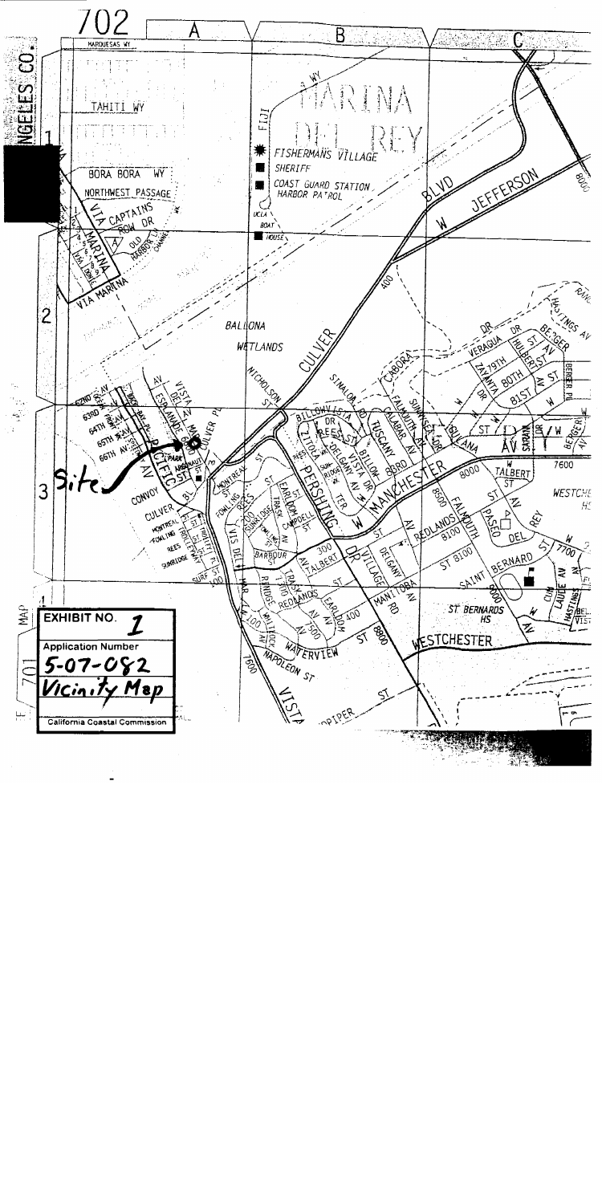**EXHIBIT NO. 1**

**Application Number**
5-07-082

**Vicinity Map**

California Coastal Commission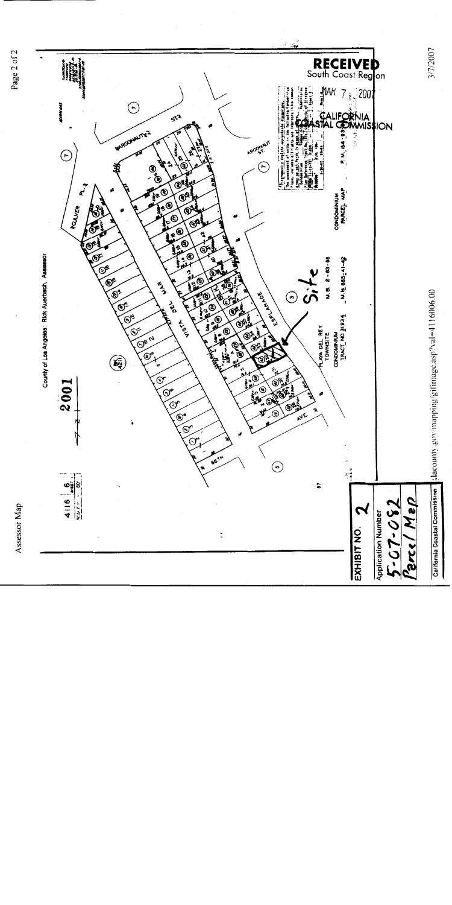Assessor Map

County of Los Angeles: Rick Auerbach, Assessor

2001

4116 | 6

SCALE 1" = 60'

CULVER PL.

ARGONAUT ST.

VISTA DEL MAR

ESPLANADE

AVE.

66TH

PLAYA DEL REY TOWNSITE

M.B. 2-83-85

CONDOMINIUM TRACT NO 31934

M.B. 865-41-42

CONDOMINIUM PARCEL MAP

P.M. 154-93

Site

RECEIVED
South Coast Region

MAR 7 2007

CALIFORNIA COASTAL COMMISSION

**EXHIBIT NO.** 2

Application Number
5-07-082

Parcel Map

California Coastal Commission

lacounty.gov/mapping/gifimage.asp?val=4116006.00

3/7/2007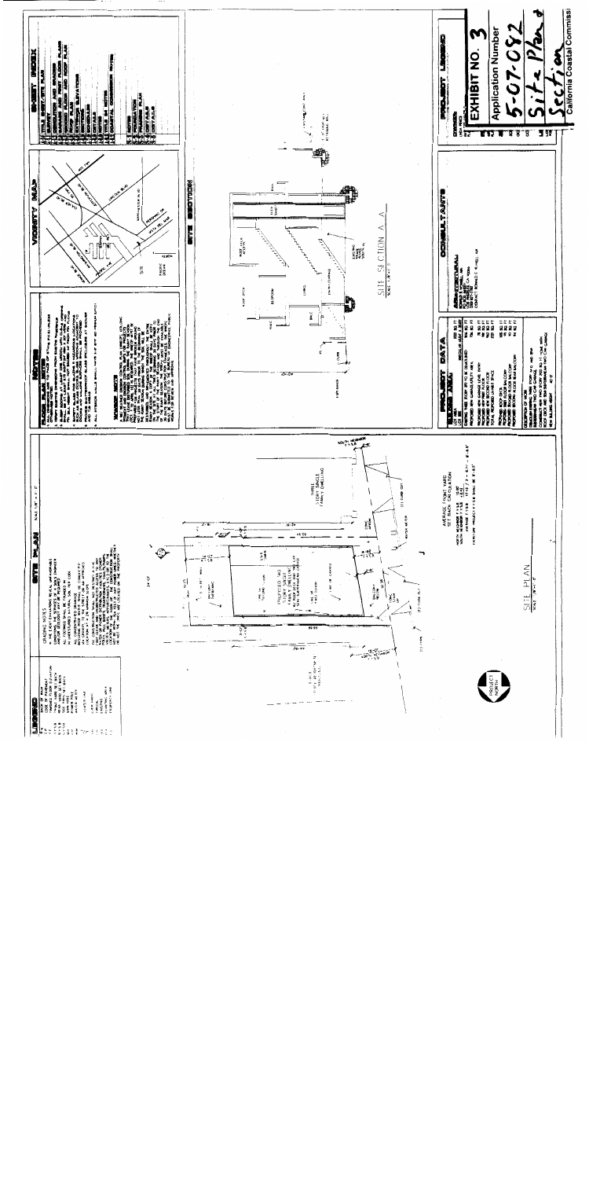# SITE PLAN

SCALE: 1/8" = 1'-0"

## LEGEND

## GRADING NOTES

PROPOSED TWO STORY SINGLE FAMILY DWELLING

THREE STORY SINGLE FAMILY DWELLING

AVERAGE FRONT YARD SET BACK CALCULATION

SITE PLAN

PROJECT NORTH

## NOTES

### FLOOR PLAN NOTES

### DRAINAGE NOTE

## PROJECT DATA

## VICINITY MAP

## SITE SECTION

SITE SECTION A - A

## CONSULTANTS

## SHEET INDEX

## PROJECT LEGEND

**EXHIBIT NO. 3**

**Application Number**

5-07-092

Site Plan & Section

**California Coastal Commission**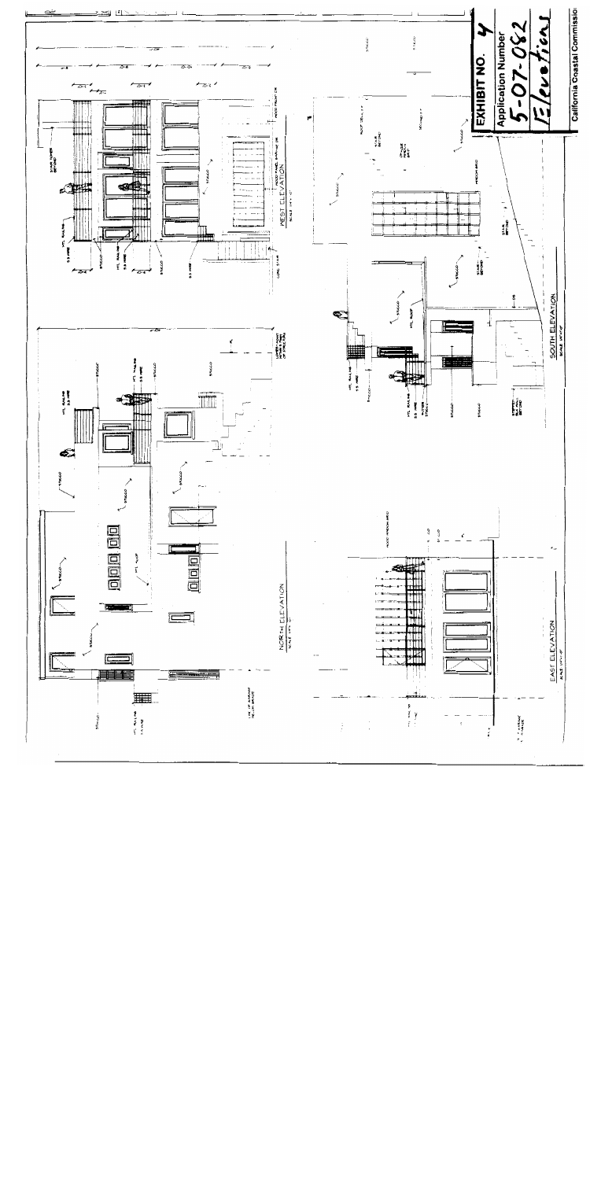**EXHIBIT NO. 4**

**Application Number**

5-07-082

Elevations

California Coastal Commission

WEST ELEVATION

NORTH ELEVATION

SOUTH ELEVATION

EAST ELEVATION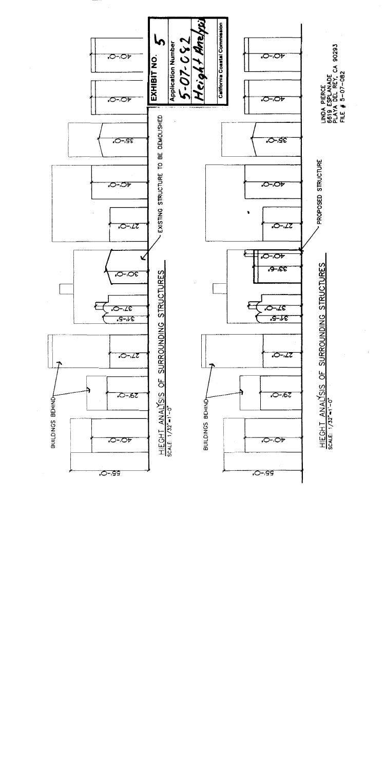**EXHIBIT NO. 5**

Application Number
5-07-082
Height Analysis

California Coastal Commission

HIEGHT ANALYSIS OF SURROUNDING STRUCTURES
SCALE: 1/32"=1'-0"

BUILDINGS BEHIND

EXISTING STRUCTURE TO BE DEMOLISHED

55'-0" 40'-0" 29'-0" 27'-0" 31'-5" 37'-0" 30'-0" 27'-0" 40'-0" 35'-0" 40'-0" 40'-0"

HIEGHT ANALYSIS OF SURROUNDING STRUCTURES
SCALE: 1/32"=1'-0"

BUILDINGS BEHIND

PROPOSED STRUCTURE

55'-0" 40'-0" 29'-0" 27'-0" 31'-5" 37'-0" 33'-6" 40'-0" 27'-0" 40'-0" 35'-0" 40'-0" 40'-0"

LINDA PIERCE
6619 ESPLANADE
PLAYA DEL REY, CA 90293
FILE # 5-07-082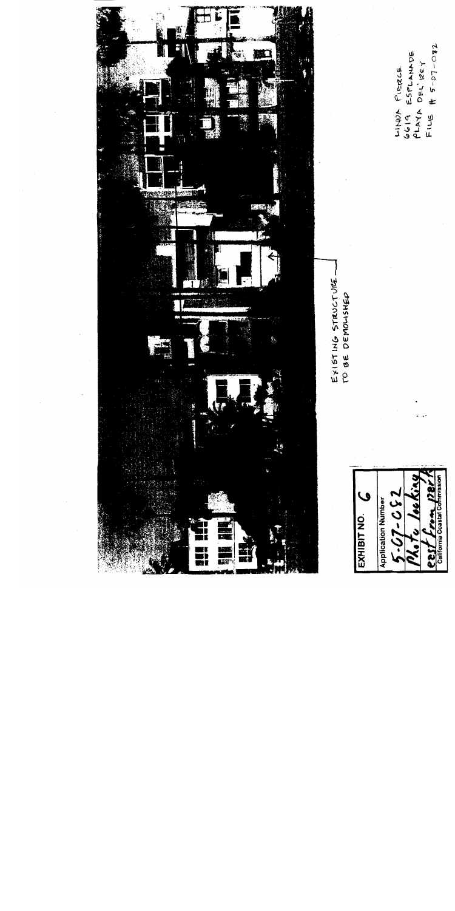EXISTING STRUCTURE TO BE DEMOLISHED

LINDA PIERCE
6619 ESPLANADE
PLAYA DEL REY
FILE # 5-07-082

| EXHIBIT NO. 6 |
| --- |
| Application Number |
| 5-07-082 |
| Photo looking east from park |
| California Coastal Commission |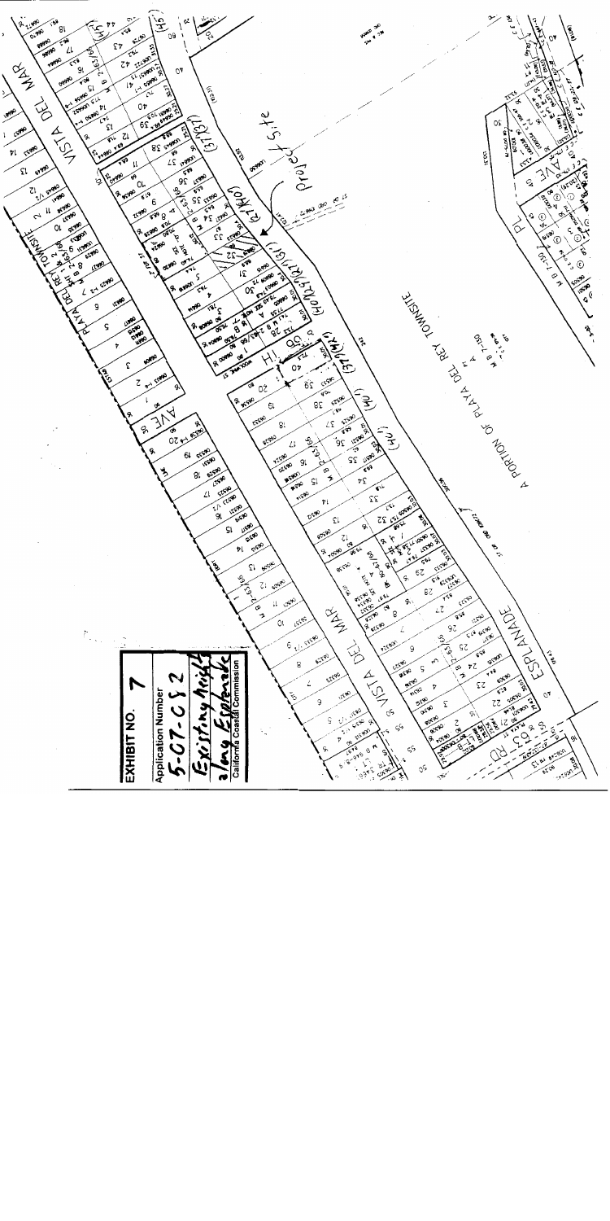**EXHIBIT NO. 7**

**Application Number**

5-07-052

Existing heights along Esplanade

**California Coastal Commission**

Project Site

A PORTION OF PLAYA DEL REY TOWNSITE

VISTA DEL MAR

PLAYA DEL REY TOWNSITE

ESPLANADE

PL

AVE